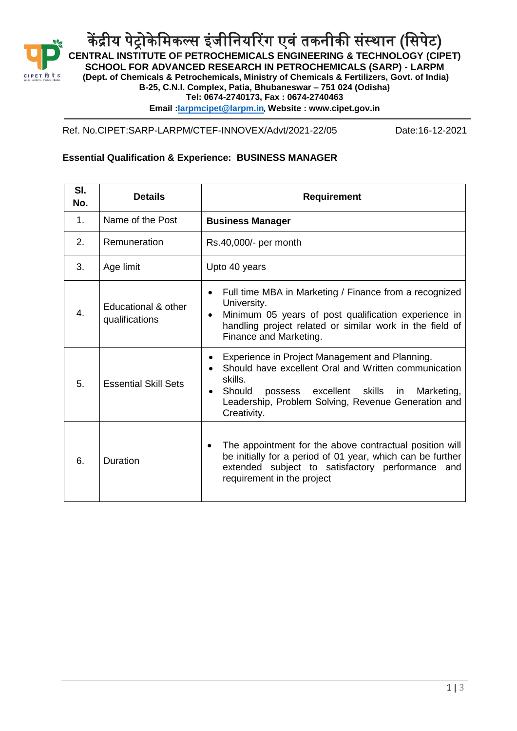# केंद्रीय पेट्रोकेमिकल्स इंजीनियरिंग एवं तकनीकी संस्थान (सिपेट)

**CENTRAL INSTITUTE OF PETROCHEMICALS ENGINEERING & TECHNOLOGY (CIPET)**
**SCHOOL FOR ADVANCED RESEARCH IN PETROCHEMICALS (SARP) - LARPM**
**(Dept. of Chemicals & Petrochemicals, Ministry of Chemicals & Fertilizers, Govt. of India)**
**B-25, C.N.I. Complex, Patia, Bhubaneswar – 751 024 (Odisha)**
**Tel: 0674-2740173, Fax : 0674-2740463**
**Email :larpmcipet@larpm.in, Website : www.cipet.gov.in**

Ref. No.CIPET:SARP-LARPM/CTEF-INNOVEX/Advt/2021-22/05 Date:16-12-2021

**Essential Qualification & Experience: BUSINESS MANAGER**

| Sl. No. | Details | Requirement |
|---|---|---|
| 1. | Name of the Post | **Business Manager** |
| 2. | Remuneration | Rs.40,000/- per month |
| 3. | Age limit | Upto 40 years |
| 4. | Educational & other qualifications | • Full time MBA in Marketing / Finance from a recognized University.<br>• Minimum 05 years of post qualification experience in handling project related or similar work in the field of Finance and Marketing. |
| 5. | Essential Skill Sets | • Experience in Project Management and Planning.<br>• Should have excellent Oral and Written communication skills.<br>• Should possess excellent skills in Marketing, Leadership, Problem Solving, Revenue Generation and Creativity. |
| 6. | Duration | • The appointment for the above contractual position will be initially for a period of 01 year, which can be further extended subject to satisfactory performance and requirement in the project |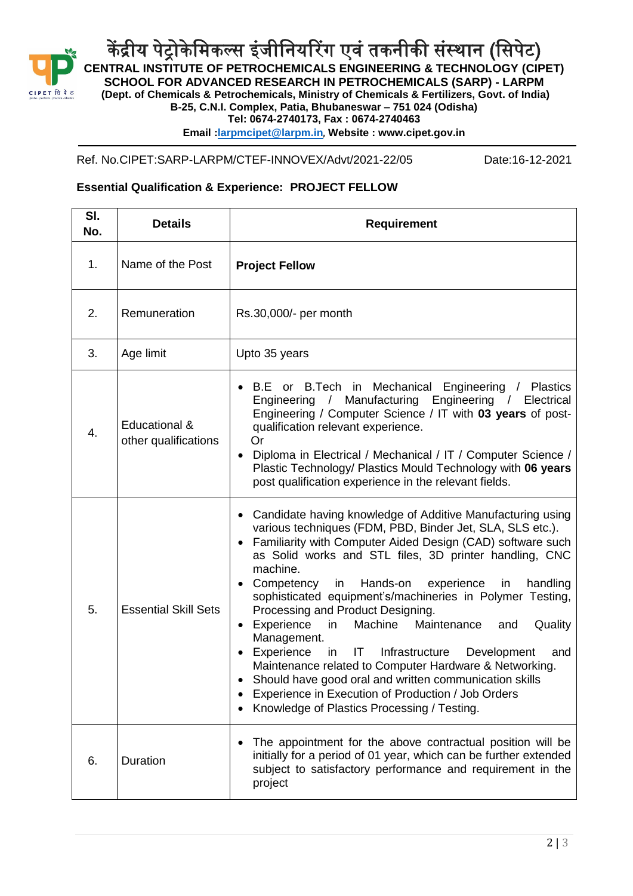# केंद्रीय पेट्रोकेमिकल्स इंजीनियरिंग एवं तकनीकी संस्थान (सिपेट)

**CENTRAL INSTITUTE OF PETROCHEMICALS ENGINEERING & TECHNOLOGY (CIPET)**
**SCHOOL FOR ADVANCED RESEARCH IN PETROCHEMICALS (SARP) - LARPM**
**(Dept. of Chemicals & Petrochemicals, Ministry of Chemicals & Fertilizers, Govt. of India)**
**B-25, C.N.I. Complex, Patia, Bhubaneswar – 751 024 (Odisha)**
**Tel: 0674-2740173, Fax : 0674-2740463**
**Email :larpmcipet@larpm.in, Website : www.cipet.gov.in**

---

Ref. No.CIPET:SARP-LARPM/CTEF-INNOVEX/Advt/2021-22/05 Date:16-12-2021

**Essential Qualification & Experience: PROJECT FELLOW**

| Sl. No. | Details | Requirement |
|---|---|---|
| 1. | Name of the Post | **Project Fellow** |
| 2. | Remuneration | Rs.30,000/- per month |
| 3. | Age limit | Upto 35 years |
| 4. | Educational & other qualifications | • B.E or B.Tech in Mechanical Engineering / Plastics Engineering / Manufacturing Engineering / Electrical Engineering / Computer Science / IT with **03 years** of post-qualification relevant experience.<br>Or<br>• Diploma in Electrical / Mechanical / IT / Computer Science / Plastic Technology/ Plastics Mould Technology with **06 years** post qualification experience in the relevant fields. |
| 5. | Essential Skill Sets | • Candidate having knowledge of Additive Manufacturing using various techniques (FDM, PBD, Binder Jet, SLA, SLS etc.).<br>• Familiarity with Computer Aided Design (CAD) software such as Solid works and STL files, 3D printer handling, CNC machine.<br>• Competency in Hands-on experience in handling sophisticated equipment's/machineries in Polymer Testing, Processing and Product Designing.<br>• Experience in Machine Maintenance and Quality Management.<br>• Experience in IT Infrastructure Development and Maintenance related to Computer Hardware & Networking.<br>• Should have good oral and written communication skills<br>• Experience in Execution of Production / Job Orders<br>• Knowledge of Plastics Processing / Testing. |
| 6. | Duration | • The appointment for the above contractual position will be initially for a period of 01 year, which can be further extended subject to satisfactory performance and requirement in the project |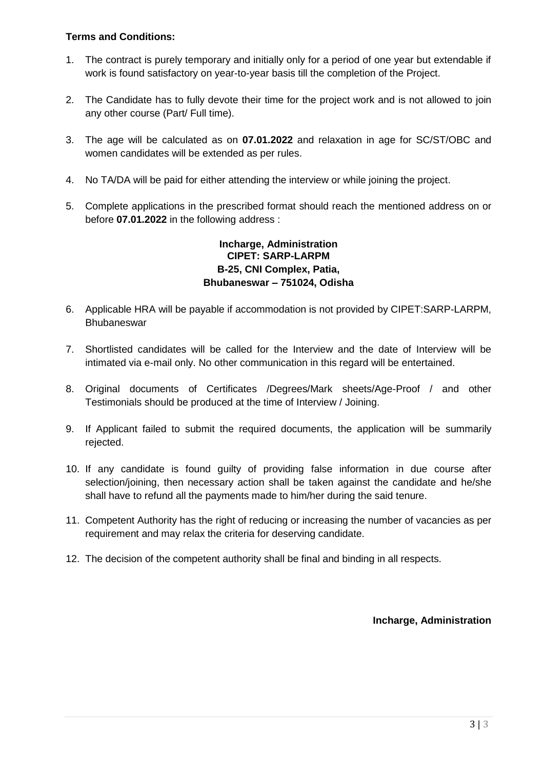**Terms and Conditions:**

1. The contract is purely temporary and initially only for a period of one year but extendable if work is found satisfactory on year-to-year basis till the completion of the Project.

2. The Candidate has to fully devote their time for the project work and is not allowed to join any other course (Part/ Full time).

3. The age will be calculated as on **07.01.2022** and relaxation in age for SC/ST/OBC and women candidates will be extended as per rules.

4. No TA/DA will be paid for either attending the interview or while joining the project.

5. Complete applications in the prescribed format should reach the mentioned address on or before **07.01.2022** in the following address :

   **Incharge, Administration**
   **CIPET: SARP-LARPM**
   **B-25, CNI Complex, Patia,**
   **Bhubaneswar – 751024, Odisha**

6. Applicable HRA will be payable if accommodation is not provided by CIPET:SARP-LARPM, Bhubaneswar

7. Shortlisted candidates will be called for the Interview and the date of Interview will be intimated via e-mail only. No other communication in this regard will be entertained.

8. Original documents of Certificates /Degrees/Mark sheets/Age-Proof / and other Testimonials should be produced at the time of Interview / Joining.

9. If Applicant failed to submit the required documents, the application will be summarily rejected.

10. If any candidate is found guilty of providing false information in due course after selection/joining, then necessary action shall be taken against the candidate and he/she shall have to refund all the payments made to him/her during the said tenure.

11. Competent Authority has the right of reducing or increasing the number of vacancies as per requirement and may relax the criteria for deserving candidate.

12. The decision of the competent authority shall be final and binding in all respects.

**Incharge, Administration**